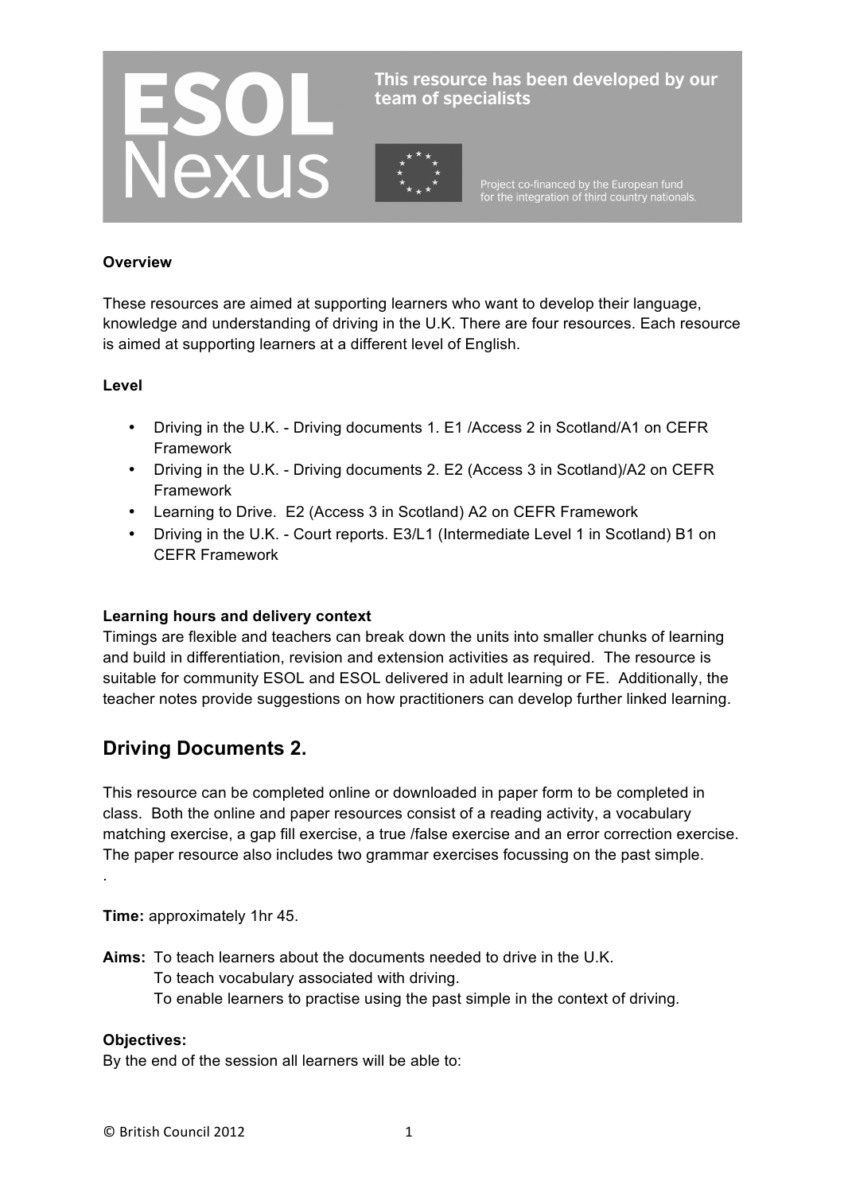ESOL Nexus

This resource has been developed by our team of specialists

Project co-financed by the European fund for the integration of third country nationals.

**Overview**

These resources are aimed at supporting learners who want to develop their language, knowledge and understanding of driving in the U.K. There are four resources. Each resource is aimed at supporting learners at a different level of English.

**Level**

- Driving in the U.K. - Driving documents 1. E1 /Access 2 in Scotland/A1 on CEFR Framework
- Driving in the U.K. - Driving documents 2. E2 (Access 3 in Scotland)/A2 on CEFR Framework
- Learning to Drive. E2 (Access 3 in Scotland) A2 on CEFR Framework
- Driving in the U.K. - Court reports. E3/L1 (Intermediate Level 1 in Scotland) B1 on CEFR Framework

**Learning hours and delivery context**

Timings are flexible and teachers can break down the units into smaller chunks of learning and build in differentiation, revision and extension activities as required. The resource is suitable for community ESOL and ESOL delivered in adult learning or FE. Additionally, the teacher notes provide suggestions on how practitioners can develop further linked learning.

## Driving Documents 2.

This resource can be completed online or downloaded in paper form to be completed in class. Both the online and paper resources consist of a reading activity, a vocabulary matching exercise, a gap fill exercise, a true /false exercise and an error correction exercise. The paper resource also includes two grammar exercises focussing on the past simple.

.

**Time:** approximately 1hr 45.

**Aims:** To teach learners about the documents needed to drive in the U.K.
To teach vocabulary associated with driving.
To enable learners to practise using the past simple in the context of driving.

**Objectives:**

By the end of the session all learners will be able to:

© British Council 2012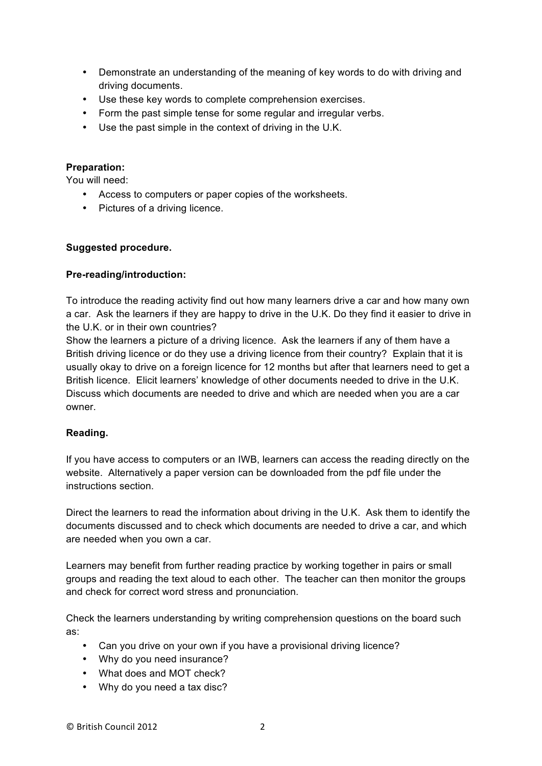- Demonstrate an understanding of the meaning of key words to do with driving and driving documents.
- Use these key words to complete comprehension exercises.
- Form the past simple tense for some regular and irregular verbs.
- Use the past simple in the context of driving in the U.K.

**Preparation:**

You will need:

- Access to computers or paper copies of the worksheets.
- Pictures of a driving licence.

**Suggested procedure.**

**Pre-reading/introduction:**

To introduce the reading activity find out how many learners drive a car and how many own a car. Ask the learners if they are happy to drive in the U.K. Do they find it easier to drive in the U.K. or in their own countries?

Show the learners a picture of a driving licence. Ask the learners if any of them have a British driving licence or do they use a driving licence from their country? Explain that it is usually okay to drive on a foreign licence for 12 months but after that learners need to get a British licence. Elicit learners' knowledge of other documents needed to drive in the U.K. Discuss which documents are needed to drive and which are needed when you are a car owner.

**Reading.**

If you have access to computers or an IWB, learners can access the reading directly on the website. Alternatively a paper version can be downloaded from the pdf file under the instructions section.

Direct the learners to read the information about driving in the U.K. Ask them to identify the documents discussed and to check which documents are needed to drive a car, and which are needed when you own a car.

Learners may benefit from further reading practice by working together in pairs or small groups and reading the text aloud to each other. The teacher can then monitor the groups and check for correct word stress and pronunciation.

Check the learners understanding by writing comprehension questions on the board such as:

- Can you drive on your own if you have a provisional driving licence?
- Why do you need insurance?
- What does and MOT check?
- Why do you need a tax disc?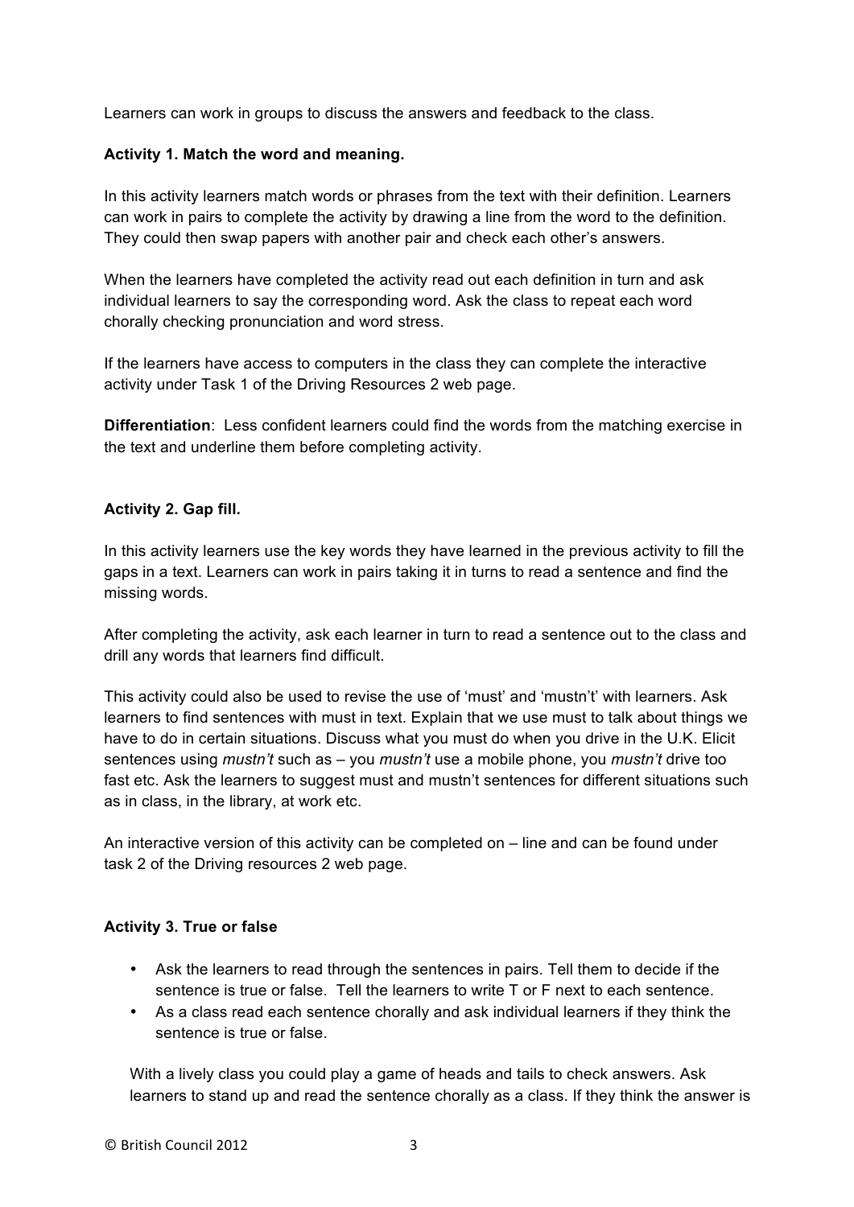Learners can work in groups to discuss the answers and feedback to the class.

**Activity 1. Match the word and meaning.**

In this activity learners match words or phrases from the text with their definition. Learners can work in pairs to complete the activity by drawing a line from the word to the definition. They could then swap papers with another pair and check each other's answers.

When the learners have completed the activity read out each definition in turn and ask individual learners to say the corresponding word. Ask the class to repeat each word chorally checking pronunciation and word stress.

If the learners have access to computers in the class they can complete the interactive activity under Task 1 of the Driving Resources 2 web page.

**Differentiation**: Less confident learners could find the words from the matching exercise in the text and underline them before completing activity.

**Activity 2. Gap fill.**

In this activity learners use the key words they have learned in the previous activity to fill the gaps in a text. Learners can work in pairs taking it in turns to read a sentence and find the missing words.

After completing the activity, ask each learner in turn to read a sentence out to the class and drill any words that learners find difficult.

This activity could also be used to revise the use of 'must' and 'mustn't' with learners. Ask learners to find sentences with must in text. Explain that we use must to talk about things we have to do in certain situations. Discuss what you must do when you drive in the U.K. Elicit sentences using *mustn't* such as – you *mustn't* use a mobile phone, you *mustn't* drive too fast etc. Ask the learners to suggest must and mustn't sentences for different situations such as in class, in the library, at work etc.

An interactive version of this activity can be completed on – line and can be found under task 2 of the Driving resources 2 web page.

**Activity 3. True or false**

- Ask the learners to read through the sentences in pairs. Tell them to decide if the sentence is true or false. Tell the learners to write T or F next to each sentence.
- As a class read each sentence chorally and ask individual learners if they think the sentence is true or false.

With a lively class you could play a game of heads and tails to check answers. Ask learners to stand up and read the sentence chorally as a class. If they think the answer is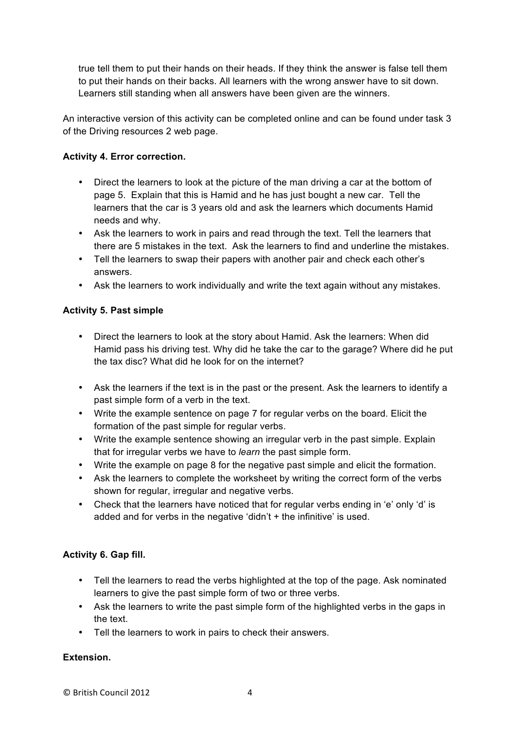true tell them to put their hands on their heads. If they think the answer is false tell them to put their hands on their backs. All learners with the wrong answer have to sit down. Learners still standing when all answers have been given are the winners.

An interactive version of this activity can be completed online and can be found under task 3 of the Driving resources 2 web page.

**Activity 4. Error correction.**

- Direct the learners to look at the picture of the man driving a car at the bottom of page 5. Explain that this is Hamid and he has just bought a new car. Tell the learners that the car is 3 years old and ask the learners which documents Hamid needs and why.
- Ask the learners to work in pairs and read through the text. Tell the learners that there are 5 mistakes in the text. Ask the learners to find and underline the mistakes.
- Tell the learners to swap their papers with another pair and check each other's answers.
- Ask the learners to work individually and write the text again without any mistakes.

**Activity 5. Past simple**

- Direct the learners to look at the story about Hamid. Ask the learners: When did Hamid pass his driving test. Why did he take the car to the garage? Where did he put the tax disc? What did he look for on the internet?
- Ask the learners if the text is in the past or the present. Ask the learners to identify a past simple form of a verb in the text.
- Write the example sentence on page 7 for regular verbs on the board. Elicit the formation of the past simple for regular verbs.
- Write the example sentence showing an irregular verb in the past simple. Explain that for irregular verbs we have to *learn* the past simple form.
- Write the example on page 8 for the negative past simple and elicit the formation.
- Ask the learners to complete the worksheet by writing the correct form of the verbs shown for regular, irregular and negative verbs.
- Check that the learners have noticed that for regular verbs ending in 'e' only 'd' is added and for verbs in the negative 'didn't + the infinitive' is used.

**Activity 6. Gap fill.**

- Tell the learners to read the verbs highlighted at the top of the page. Ask nominated learners to give the past simple form of two or three verbs.
- Ask the learners to write the past simple form of the highlighted verbs in the gaps in the text.
- Tell the learners to work in pairs to check their answers.

**Extension.**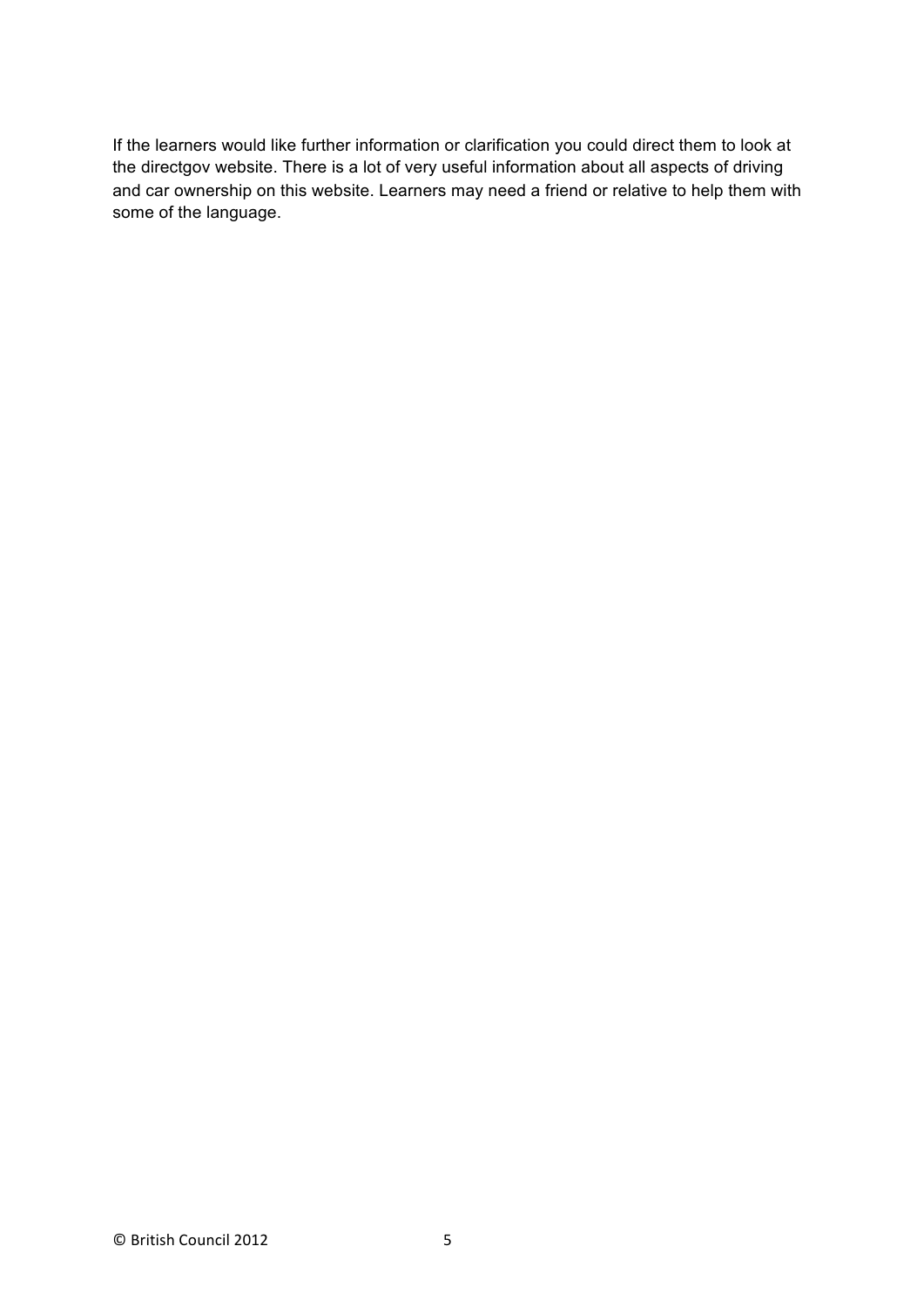If the learners would like further information or clarification you could direct them to look at the directgov website. There is a lot of very useful information about all aspects of driving and car ownership on this website. Learners may need a friend or relative to help them with some of the language.